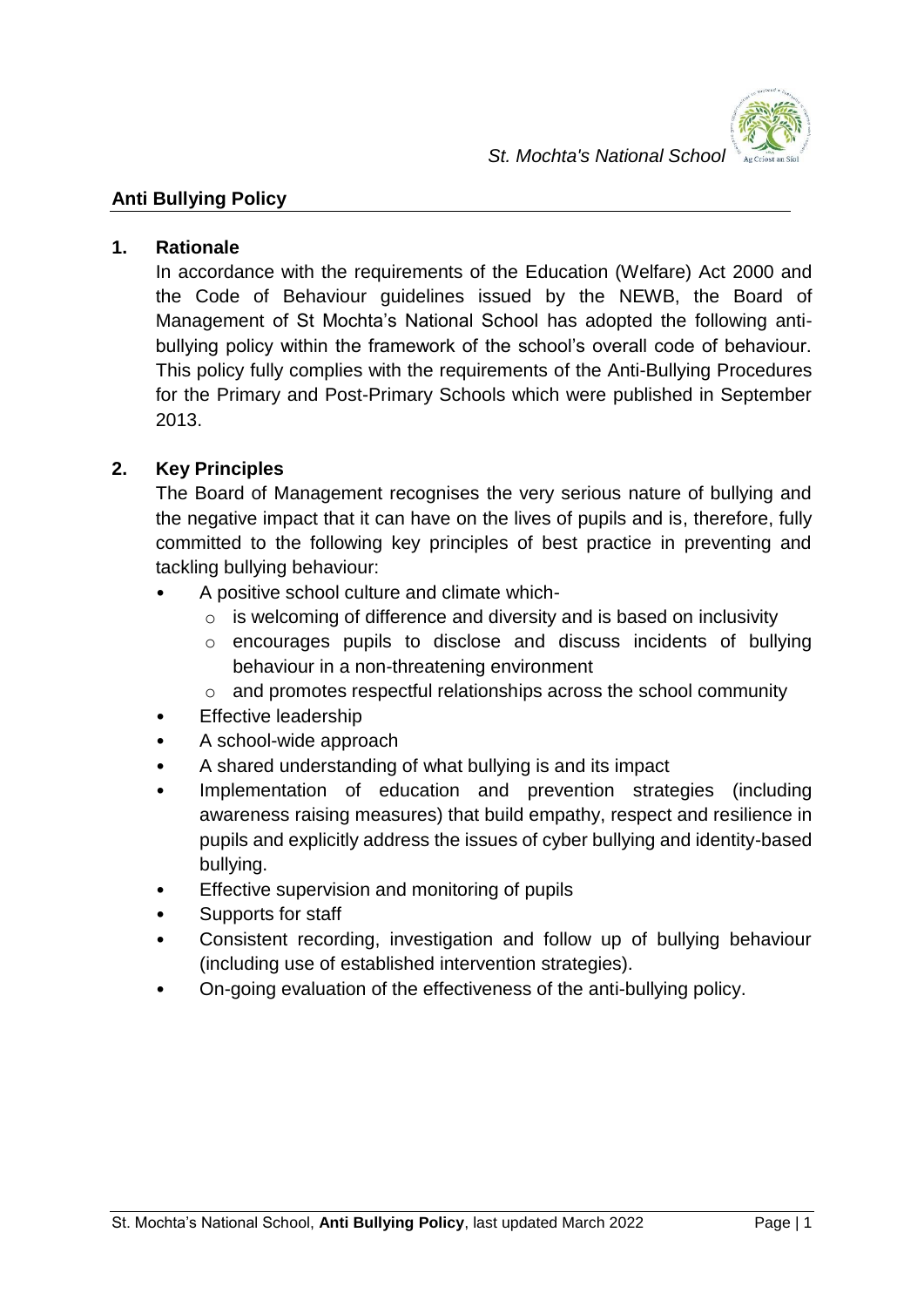## Anti Bullying Policy

### 1. Rationale

In accordance with the requirements of the Education (Welfare) Act 2000 and the Code of Behaviour guidelines issued by the NEWB, the Board of Management of St Mochta's National School has adopted the following anti-bullying policy within the framework of the school's overall code of behaviour. This policy fully complies with the requirements of the Anti-Bullying Procedures for the Primary and Post-Primary Schools which were published in September 2013.

### 2. Key Principles

The Board of Management recognises the very serious nature of bullying and the negative impact that it can have on the lives of pupils and is, therefore, fully committed to the following key principles of best practice in preventing and tackling bullying behaviour:

- A positive school culture and climate which-
  - is welcoming of difference and diversity and is based on inclusivity
  - encourages pupils to disclose and discuss incidents of bullying behaviour in a non-threatening environment
  - and promotes respectful relationships across the school community
- Effective leadership
- A school-wide approach
- A shared understanding of what bullying is and its impact
- Implementation of education and prevention strategies (including awareness raising measures) that build empathy, respect and resilience in pupils and explicitly address the issues of cyber bullying and identity-based bullying.
- Effective supervision and monitoring of pupils
- Supports for staff
- Consistent recording, investigation and follow up of bullying behaviour (including use of established intervention strategies).
- On-going evaluation of the effectiveness of the anti-bullying policy.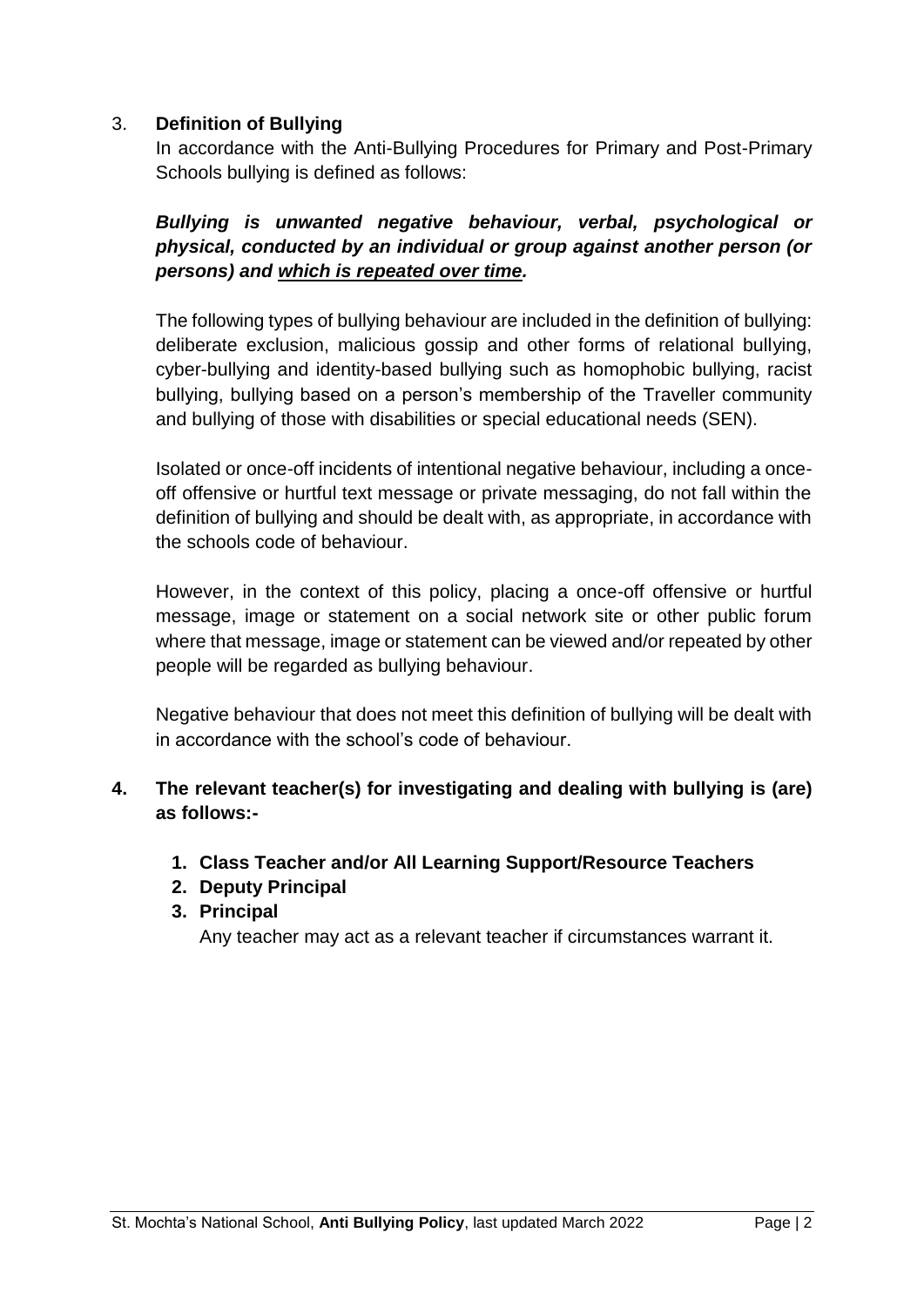## 3. **Definition of Bullying**

In accordance with the Anti-Bullying Procedures for Primary and Post-Primary Schools bullying is defined as follows:

***Bullying is unwanted negative behaviour, verbal, psychological or physical, conducted by an individual or group against another person (or persons) and <u>which is repeated over time</u>.***

The following types of bullying behaviour are included in the definition of bullying: deliberate exclusion, malicious gossip and other forms of relational bullying, cyber-bullying and identity-based bullying such as homophobic bullying, racist bullying, bullying based on a person's membership of the Traveller community and bullying of those with disabilities or special educational needs (SEN).

Isolated or once-off incidents of intentional negative behaviour, including a once-off offensive or hurtful text message or private messaging, do not fall within the definition of bullying and should be dealt with, as appropriate, in accordance with the schools code of behaviour.

However, in the context of this policy, placing a once-off offensive or hurtful message, image or statement on a social network site or other public forum where that message, image or statement can be viewed and/or repeated by other people will be regarded as bullying behaviour.

Negative behaviour that does not meet this definition of bullying will be dealt with in accordance with the school's code of behaviour.

## 4. **The relevant teacher(s) for investigating and dealing with bullying is (are) as follows:-**

1. **Class Teacher and/or All Learning Support/Resource Teachers**
2. **Deputy Principal**
3. **Principal**

Any teacher may act as a relevant teacher if circumstances warrant it.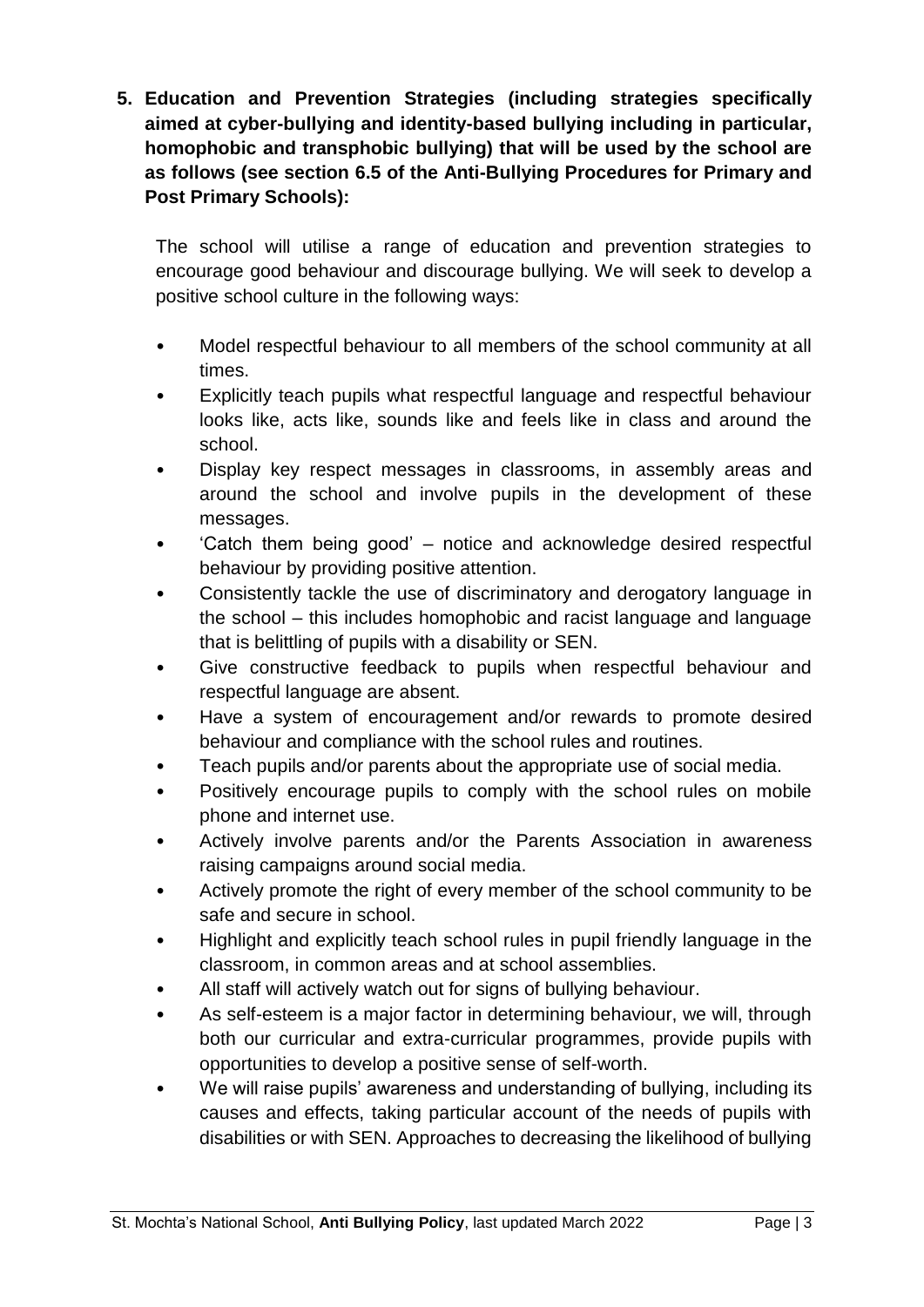**5. Education and Prevention Strategies (including strategies specifically aimed at cyber-bullying and identity-based bullying including in particular, homophobic and transphobic bullying) that will be used by the school are as follows (see section 6.5 of the Anti-Bullying Procedures for Primary and Post Primary Schools):**

The school will utilise a range of education and prevention strategies to encourage good behaviour and discourage bullying. We will seek to develop a positive school culture in the following ways:

- Model respectful behaviour to all members of the school community at all times.
- Explicitly teach pupils what respectful language and respectful behaviour looks like, acts like, sounds like and feels like in class and around the school.
- Display key respect messages in classrooms, in assembly areas and around the school and involve pupils in the development of these messages.
- 'Catch them being good' – notice and acknowledge desired respectful behaviour by providing positive attention.
- Consistently tackle the use of discriminatory and derogatory language in the school – this includes homophobic and racist language and language that is belittling of pupils with a disability or SEN.
- Give constructive feedback to pupils when respectful behaviour and respectful language are absent.
- Have a system of encouragement and/or rewards to promote desired behaviour and compliance with the school rules and routines.
- Teach pupils and/or parents about the appropriate use of social media.
- Positively encourage pupils to comply with the school rules on mobile phone and internet use.
- Actively involve parents and/or the Parents Association in awareness raising campaigns around social media.
- Actively promote the right of every member of the school community to be safe and secure in school.
- Highlight and explicitly teach school rules in pupil friendly language in the classroom, in common areas and at school assemblies.
- All staff will actively watch out for signs of bullying behaviour.
- As self-esteem is a major factor in determining behaviour, we will, through both our curricular and extra-curricular programmes, provide pupils with opportunities to develop a positive sense of self-worth.
- We will raise pupils' awareness and understanding of bullying, including its causes and effects, taking particular account of the needs of pupils with disabilities or with SEN. Approaches to decreasing the likelihood of bullying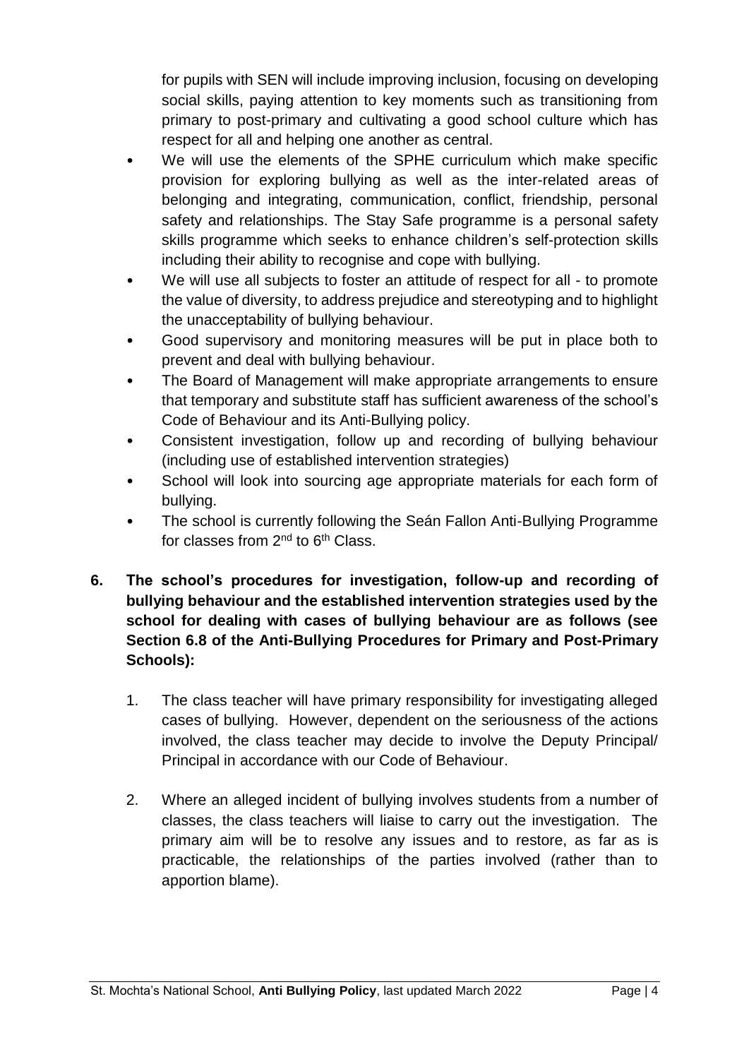for pupils with SEN will include improving inclusion, focusing on developing social skills, paying attention to key moments such as transitioning from primary to post-primary and cultivating a good school culture which has respect for all and helping one another as central.

- We will use the elements of the SPHE curriculum which make specific provision for exploring bullying as well as the inter-related areas of belonging and integrating, communication, conflict, friendship, personal safety and relationships. The Stay Safe programme is a personal safety skills programme which seeks to enhance children's self-protection skills including their ability to recognise and cope with bullying.
- We will use all subjects to foster an attitude of respect for all - to promote the value of diversity, to address prejudice and stereotyping and to highlight the unacceptability of bullying behaviour.
- Good supervisory and monitoring measures will be put in place both to prevent and deal with bullying behaviour.
- The Board of Management will make appropriate arrangements to ensure that temporary and substitute staff has sufficient awareness of the school's Code of Behaviour and its Anti-Bullying policy.
- Consistent investigation, follow up and recording of bullying behaviour (including use of established intervention strategies)
- School will look into sourcing age appropriate materials for each form of bullying.
- The school is currently following the Seán Fallon Anti-Bullying Programme for classes from 2nd to 6th Class.

**6. The school's procedures for investigation, follow-up and recording of bullying behaviour and the established intervention strategies used by the school for dealing with cases of bullying behaviour are as follows (see Section 6.8 of the Anti-Bullying Procedures for Primary and Post-Primary Schools):**

1. The class teacher will have primary responsibility for investigating alleged cases of bullying. However, dependent on the seriousness of the actions involved, the class teacher may decide to involve the Deputy Principal/ Principal in accordance with our Code of Behaviour.

2. Where an alleged incident of bullying involves students from a number of classes, the class teachers will liaise to carry out the investigation. The primary aim will be to resolve any issues and to restore, as far as is practicable, the relationships of the parties involved (rather than to apportion blame).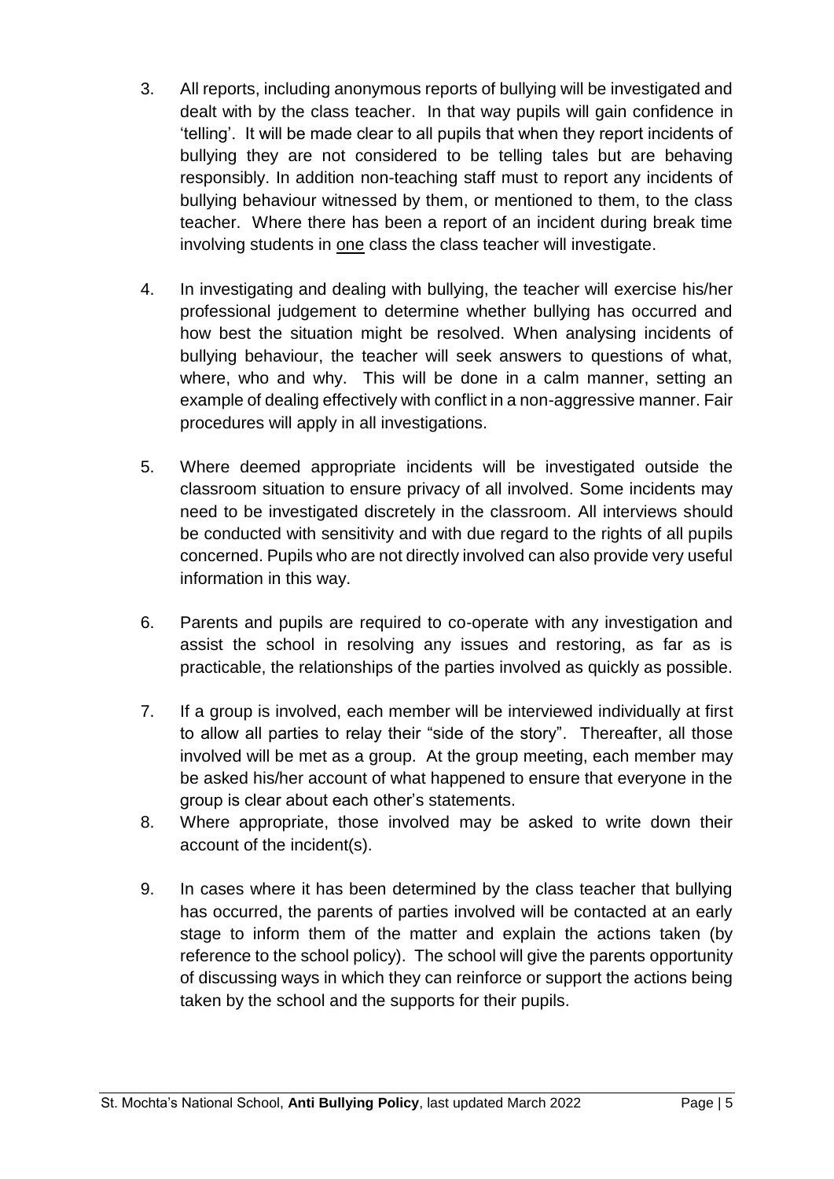3. All reports, including anonymous reports of bullying will be investigated and dealt with by the class teacher. In that way pupils will gain confidence in 'telling'. It will be made clear to all pupils that when they report incidents of bullying they are not considered to be telling tales but are behaving responsibly. In addition non-teaching staff must to report any incidents of bullying behaviour witnessed by them, or mentioned to them, to the class teacher. Where there has been a report of an incident during break time involving students in <u>one</u> class the class teacher will investigate.

4. In investigating and dealing with bullying, the teacher will exercise his/her professional judgement to determine whether bullying has occurred and how best the situation might be resolved. When analysing incidents of bullying behaviour, the teacher will seek answers to questions of what, where, who and why. This will be done in a calm manner, setting an example of dealing effectively with conflict in a non-aggressive manner. Fair procedures will apply in all investigations.

5. Where deemed appropriate incidents will be investigated outside the classroom situation to ensure privacy of all involved. Some incidents may need to be investigated discretely in the classroom. All interviews should be conducted with sensitivity and with due regard to the rights of all pupils concerned. Pupils who are not directly involved can also provide very useful information in this way.

6. Parents and pupils are required to co-operate with any investigation and assist the school in resolving any issues and restoring, as far as is practicable, the relationships of the parties involved as quickly as possible.

7. If a group is involved, each member will be interviewed individually at first to allow all parties to relay their "side of the story". Thereafter, all those involved will be met as a group. At the group meeting, each member may be asked his/her account of what happened to ensure that everyone in the group is clear about each other's statements.

8. Where appropriate, those involved may be asked to write down their account of the incident(s).

9. In cases where it has been determined by the class teacher that bullying has occurred, the parents of parties involved will be contacted at an early stage to inform them of the matter and explain the actions taken (by reference to the school policy). The school will give the parents opportunity of discussing ways in which they can reinforce or support the actions being taken by the school and the supports for their pupils.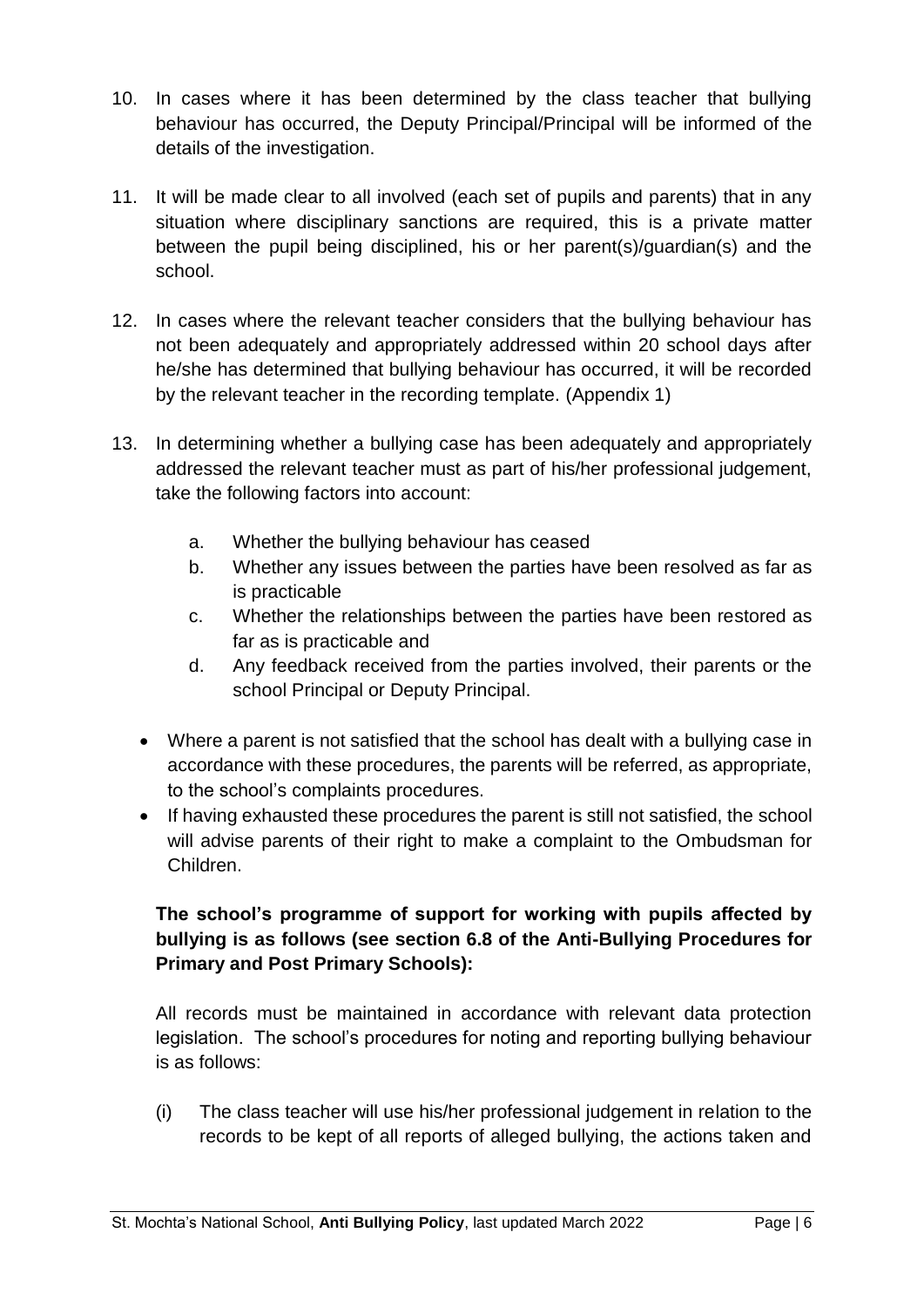10. In cases where it has been determined by the class teacher that bullying behaviour has occurred, the Deputy Principal/Principal will be informed of the details of the investigation.

11. It will be made clear to all involved (each set of pupils and parents) that in any situation where disciplinary sanctions are required, this is a private matter between the pupil being disciplined, his or her parent(s)/guardian(s) and the school.

12. In cases where the relevant teacher considers that the bullying behaviour has not been adequately and appropriately addressed within 20 school days after he/she has determined that bullying behaviour has occurred, it will be recorded by the relevant teacher in the recording template. (Appendix 1)

13. In determining whether a bullying case has been adequately and appropriately addressed the relevant teacher must as part of his/her professional judgement, take the following factors into account:

    a. Whether the bullying behaviour has ceased
    b. Whether any issues between the parties have been resolved as far as is practicable
    c. Whether the relationships between the parties have been restored as far as is practicable and
    d. Any feedback received from the parties involved, their parents or the school Principal or Deputy Principal.

- Where a parent is not satisfied that the school has dealt with a bullying case in accordance with these procedures, the parents will be referred, as appropriate, to the school's complaints procedures.
- If having exhausted these procedures the parent is still not satisfied, the school will advise parents of their right to make a complaint to the Ombudsman for Children.

**The school's programme of support for working with pupils affected by bullying is as follows (see section 6.8 of the Anti-Bullying Procedures for Primary and Post Primary Schools):**

All records must be maintained in accordance with relevant data protection legislation. The school's procedures for noting and reporting bullying behaviour is as follows:

(i) The class teacher will use his/her professional judgement in relation to the records to be kept of all reports of alleged bullying, the actions taken and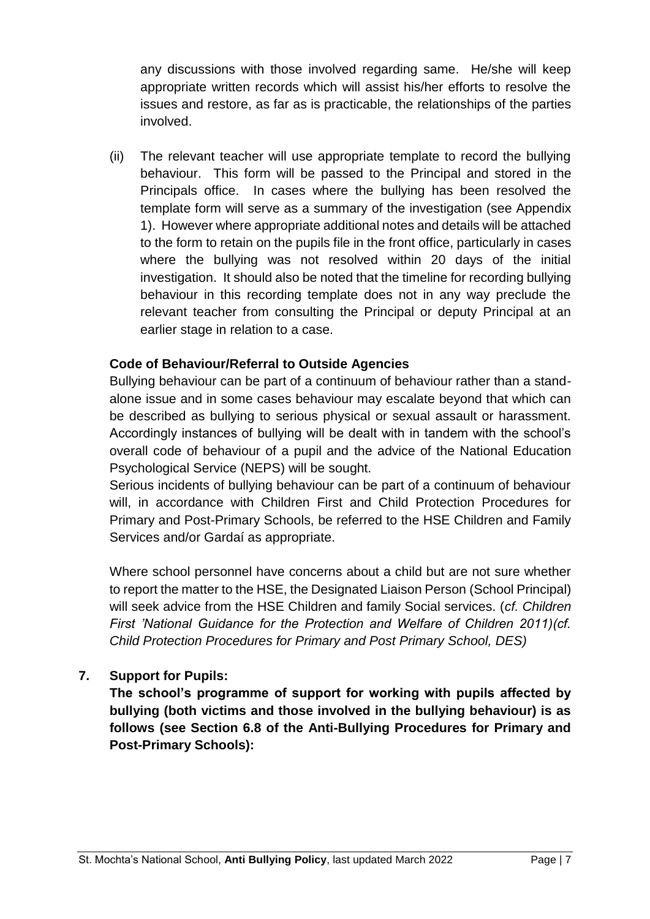any discussions with those involved regarding same. He/she will keep appropriate written records which will assist his/her efforts to resolve the issues and restore, as far as is practicable, the relationships of the parties involved.

(ii) The relevant teacher will use appropriate template to record the bullying behaviour. This form will be passed to the Principal and stored in the Principals office. In cases where the bullying has been resolved the template form will serve as a summary of the investigation (see Appendix 1). However where appropriate additional notes and details will be attached to the form to retain on the pupils file in the front office, particularly in cases where the bullying was not resolved within 20 days of the initial investigation. It should also be noted that the timeline for recording bullying behaviour in this recording template does not in any way preclude the relevant teacher from consulting the Principal or deputy Principal at an earlier stage in relation to a case.

**Code of Behaviour/Referral to Outside Agencies**

Bullying behaviour can be part of a continuum of behaviour rather than a stand-alone issue and in some cases behaviour may escalate beyond that which can be described as bullying to serious physical or sexual assault or harassment. Accordingly instances of bullying will be dealt with in tandem with the school's overall code of behaviour of a pupil and the advice of the National Education Psychological Service (NEPS) will be sought.

Serious incidents of bullying behaviour can be part of a continuum of behaviour will, in accordance with Children First and Child Protection Procedures for Primary and Post-Primary Schools, be referred to the HSE Children and Family Services and/or Gardaí as appropriate.

Where school personnel have concerns about a child but are not sure whether to report the matter to the HSE, the Designated Liaison Person (School Principal) will seek advice from the HSE Children and family Social services. (*cf. Children First 'National Guidance for the Protection and Welfare of Children 2011)(cf. Child Protection Procedures for Primary and Post Primary School, DES)*

## 7. Support for Pupils:

**The school's programme of support for working with pupils affected by bullying (both victims and those involved in the bullying behaviour) is as follows (see Section 6.8 of the Anti-Bullying Procedures for Primary and Post-Primary Schools):**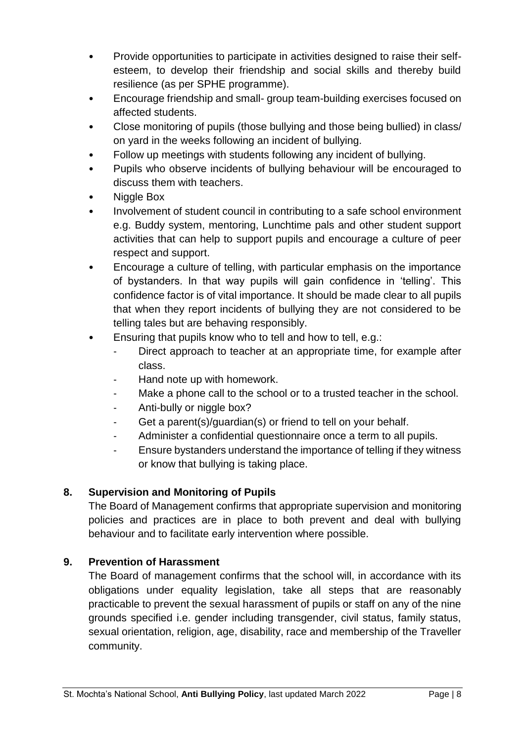- Provide opportunities to participate in activities designed to raise their self-esteem, to develop their friendship and social skills and thereby build resilience (as per SPHE programme).
- Encourage friendship and small- group team-building exercises focused on affected students.
- Close monitoring of pupils (those bullying and those being bullied) in class/ on yard in the weeks following an incident of bullying.
- Follow up meetings with students following any incident of bullying.
- Pupils who observe incidents of bullying behaviour will be encouraged to discuss them with teachers.
- Niggle Box
- Involvement of student council in contributing to a safe school environment e.g. Buddy system, mentoring, Lunchtime pals and other student support activities that can help to support pupils and encourage a culture of peer respect and support.
- Encourage a culture of telling, with particular emphasis on the importance of bystanders. In that way pupils will gain confidence in 'telling'. This confidence factor is of vital importance. It should be made clear to all pupils that when they report incidents of bullying they are not considered to be telling tales but are behaving responsibly.
- Ensuring that pupils know who to tell and how to tell, e.g.:
    - Direct approach to teacher at an appropriate time, for example after class.
    - Hand note up with homework.
    - Make a phone call to the school or to a trusted teacher in the school.
    - Anti-bully or niggle box?
    - Get a parent(s)/guardian(s) or friend to tell on your behalf.
    - Administer a confidential questionnaire once a term to all pupils.
    - Ensure bystanders understand the importance of telling if they witness or know that bullying is taking place.

## 8. Supervision and Monitoring of Pupils

The Board of Management confirms that appropriate supervision and monitoring policies and practices are in place to both prevent and deal with bullying behaviour and to facilitate early intervention where possible.

## 9. Prevention of Harassment

The Board of management confirms that the school will, in accordance with its obligations under equality legislation, take all steps that are reasonably practicable to prevent the sexual harassment of pupils or staff on any of the nine grounds specified i.e. gender including transgender, civil status, family status, sexual orientation, religion, age, disability, race and membership of the Traveller community.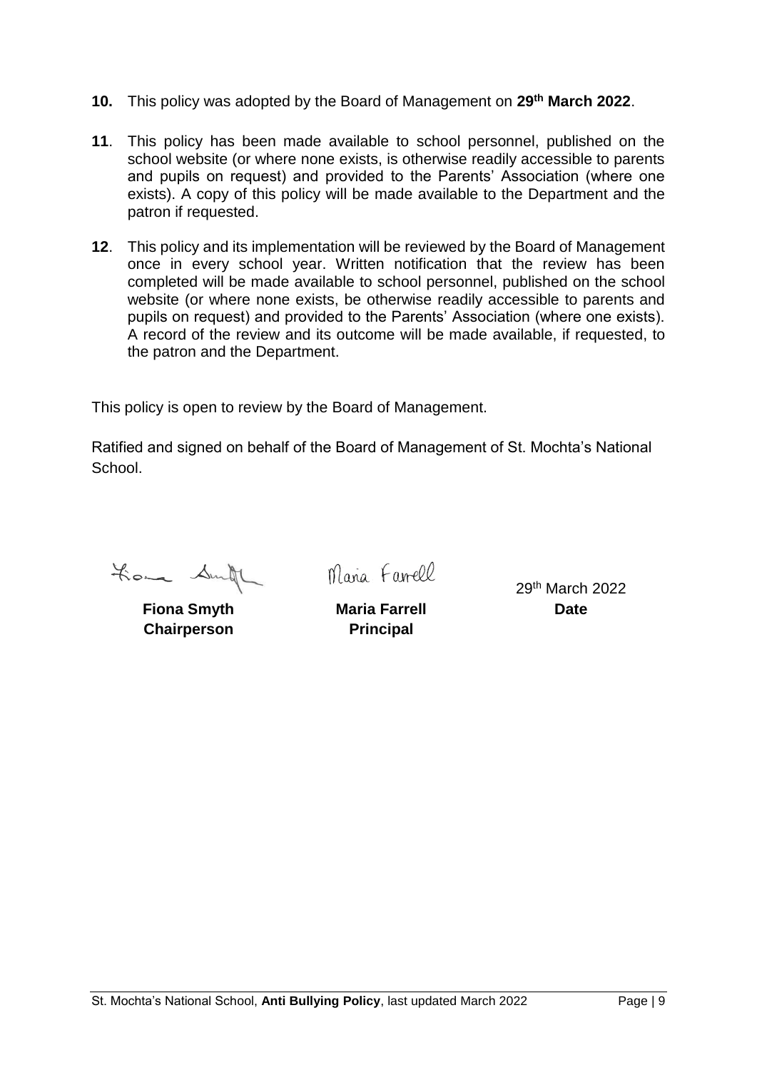**10.** This policy was adopted by the Board of Management on **29th March 2022**.

**11**. This policy has been made available to school personnel, published on the school website (or where none exists, is otherwise readily accessible to parents and pupils on request) and provided to the Parents' Association (where one exists). A copy of this policy will be made available to the Department and the patron if requested.

**12**. This policy and its implementation will be reviewed by the Board of Management once in every school year. Written notification that the review has been completed will be made available to school personnel, published on the school website (or where none exists, be otherwise readily accessible to parents and pupils on request) and provided to the Parents' Association (where one exists). A record of the review and its outcome will be made available, if requested, to the patron and the Department.

This policy is open to review by the Board of Management.

Ratified and signed on behalf of the Board of Management of St. Mochta's National School.

| Fiona Smyth | Maria Farrell | 29th March 2022 |
|---|---|---|
| **Fiona Smyth** | **Maria Farrell** | **Date** |
| **Chairperson** | **Principal** | |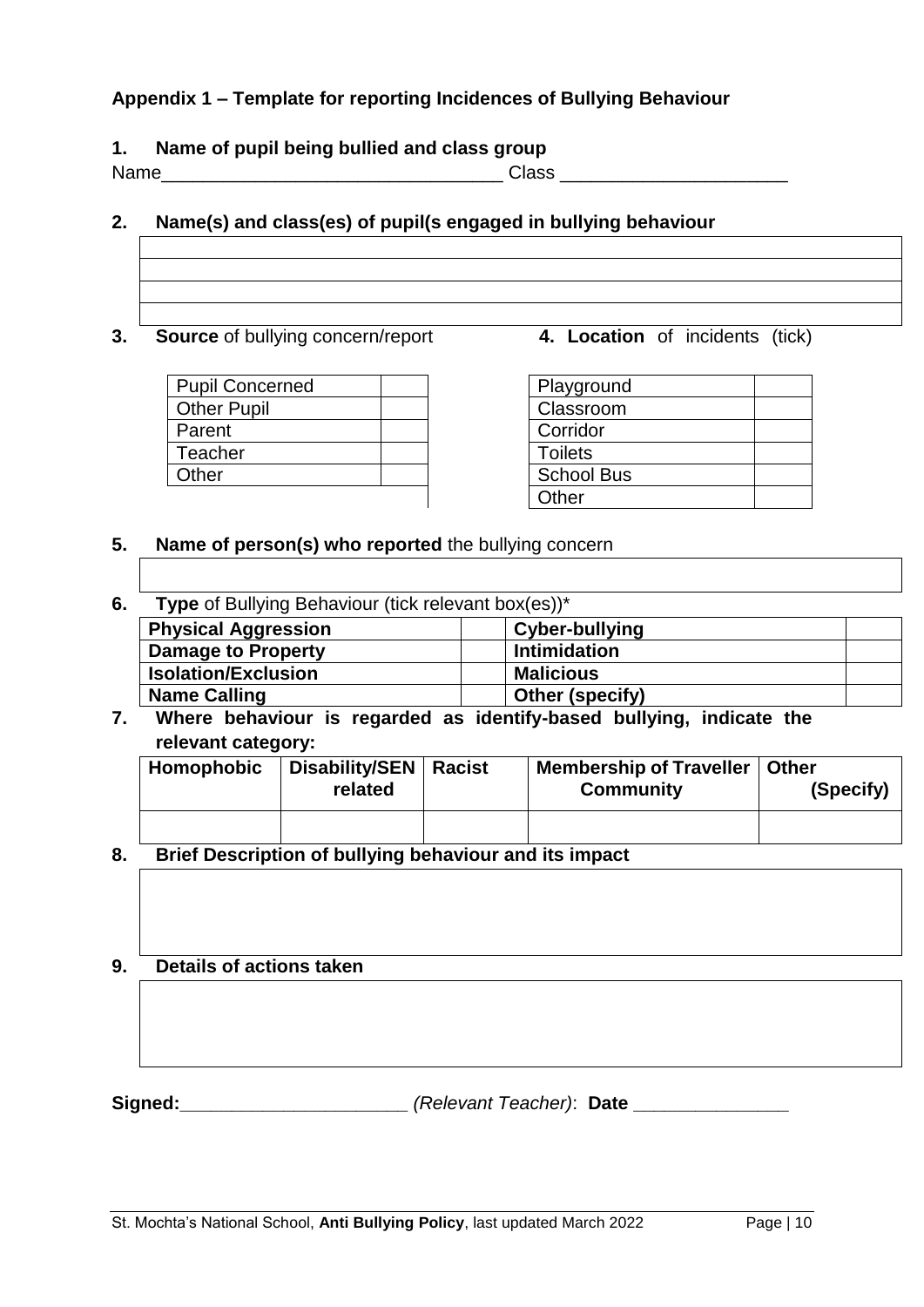### Appendix 1 – Template for reporting Incidences of Bullying Behaviour

**1. Name of pupil being bullied and class group**

Name________________________________ Class _____________________

**2. Name(s) and class(es) of pupil(s engaged in bullying behaviour**

| |
|---|
| |
| |
| |
| |

**3. Source** of bullying concern/report

| | |
|---|---|
| Pupil Concerned | |
| Other Pupil | |
| Parent | |
| Teacher | |
| Other | |

**4. Location** of incidents (tick)

| | |
|---|---|
| Playground | |
| Classroom | |
| Corridor | |
| Toilets | |
| School Bus | |
| Other | |

**5. Name of person(s) who reported** the bullying concern

| |
|---|
| |

**6. Type** of Bullying Behaviour (tick relevant box(es))*

| | | | |
|---|---|---|---|
| **Physical Aggression** | | **Cyber-bullying** | |
| **Damage to Property** | | **Intimidation** | |
| **Isolation/Exclusion** | | **Malicious** | |
| **Name Calling** | | **Other (specify)** | |

**7. Where behaviour is regarded as identify-based bullying, indicate the relevant category:**

| **Homophobic** | **Disability/SEN related** | **Racist** | **Membership of Traveller Community** | **Other (Specify)** |
|---|---|---|---|---|
| | | | | |

**8. Brief Description of bullying behaviour and its impact**

| |
|---|
| |

**9. Details of actions taken**

| |
|---|
| |

**Signed:**_____________________ *(Relevant Teacher)*: **Date** ______________